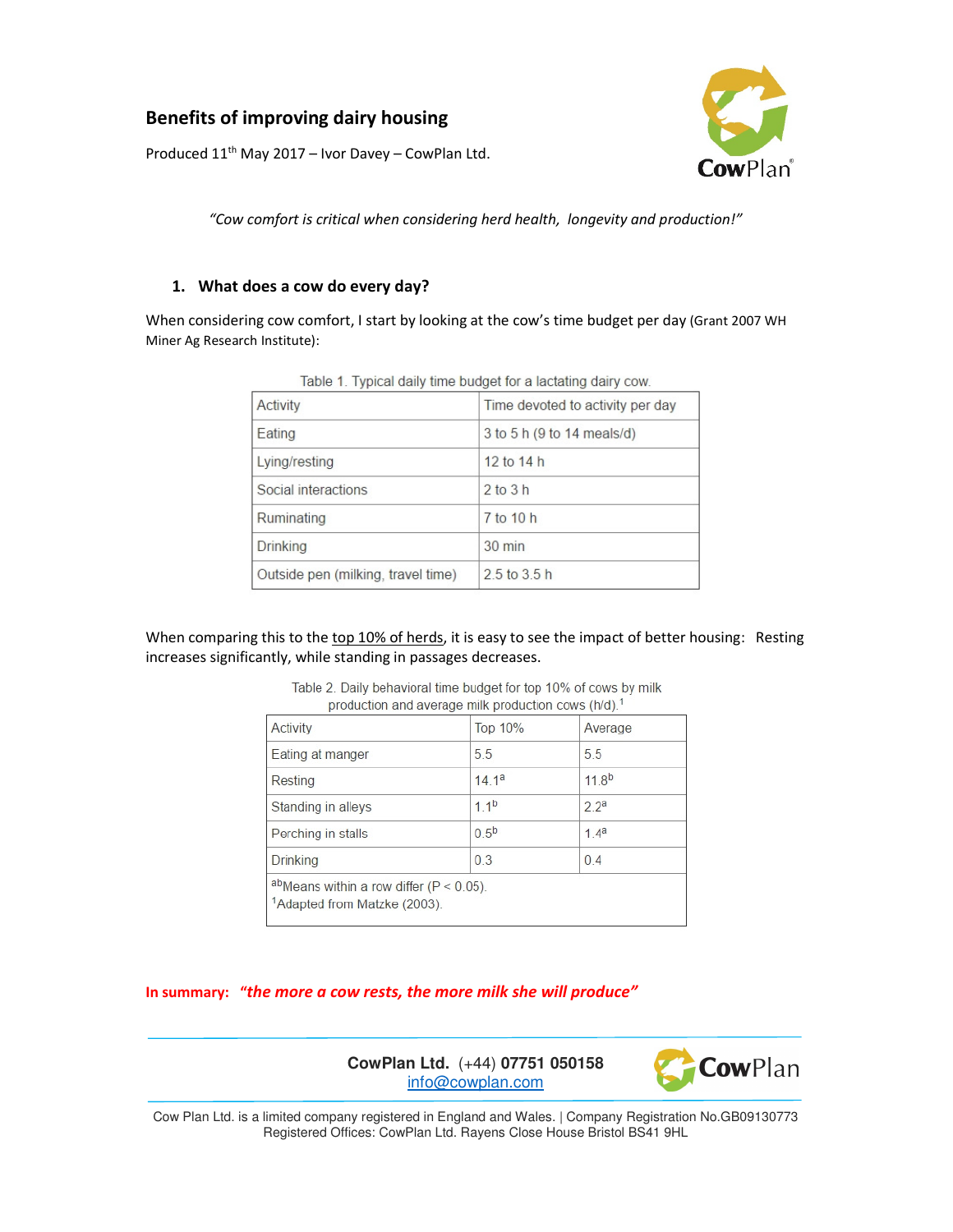# Benefits of improving dairy housing

Produced 11th May 2017 – Ivor Davey – CowPlan Ltd.

*"Cow comfort is critical when considering herd health, longevity and production!"*

## 1. What does a cow do every day?

When considering cow comfort, I start by looking at the cow's time budget per day (Grant 2007 WH Miner Ag Research Institute):

Table 1. Typical daily time budget for a lactating dairy cow.

| Activity | Time devoted to activity per day |
|---|---|
| Eating | 3 to 5 h (9 to 14 meals/d) |
| Lying/resting | 12 to 14 h |
| Social interactions | 2 to 3 h |
| Ruminating | 7 to 10 h |
| Drinking | 30 min |
| Outside pen (milking, travel time) | 2.5 to 3.5 h |

When comparing this to the top 10% of herds, it is easy to see the impact of better housing: Resting increases significantly, while standing in passages decreases.

Table 2. Daily behavioral time budget for top 10% of cows by milk production and average milk production cows (h/d).[1]

| Activity | Top 10% | Average |
|---|---|---|
| Eating at manger | 5.5 | 5.5 |
| Resting | 14.1[a] | 11.8[b] |
| Standing in alleys | 1.1[b] | 2.2[a] |
| Perching in stalls | 0.5[b] | 1.4[a] |
| Drinking | 0.3 | 0.4 |

[ab]Means within a row differ ($P < 0.05$).
[1]Adapted from Matzke (2003).

**In summary:** ***"the more a cow rests, the more milk she will produce"***

**CowPlan Ltd.** (+44) **07751 050158**
info@cowplan.com

Cow Plan Ltd. is a limited company registered in England and Wales. | Company Registration No.GB09130773
Registered Offices: CowPlan Ltd. Rayens Close House Bristol BS41 9HL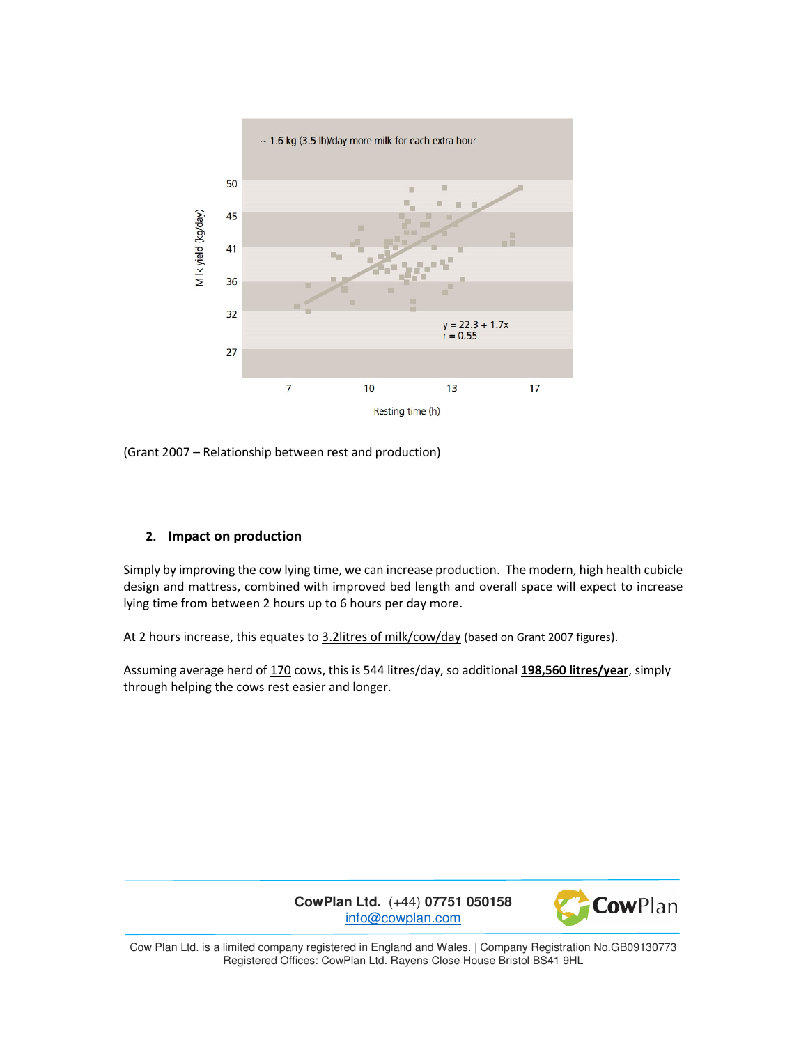(Grant 2007 – Relationship between rest and production)

## 2. Impact on production

Simply by improving the cow lying time, we can increase production. The modern, high health cubicle design and mattress, combined with improved bed length and overall space will expect to increase lying time from between 2 hours up to 6 hours per day more.

At 2 hours increase, this equates to <u>3.2litres of milk/cow/day</u> (based on Grant 2007 figures).

Assuming average herd of <u>170</u> cows, this is 544 litres/day, so additional **<u>198,560 litres/year</u>**, simply through helping the cows rest easier and longer.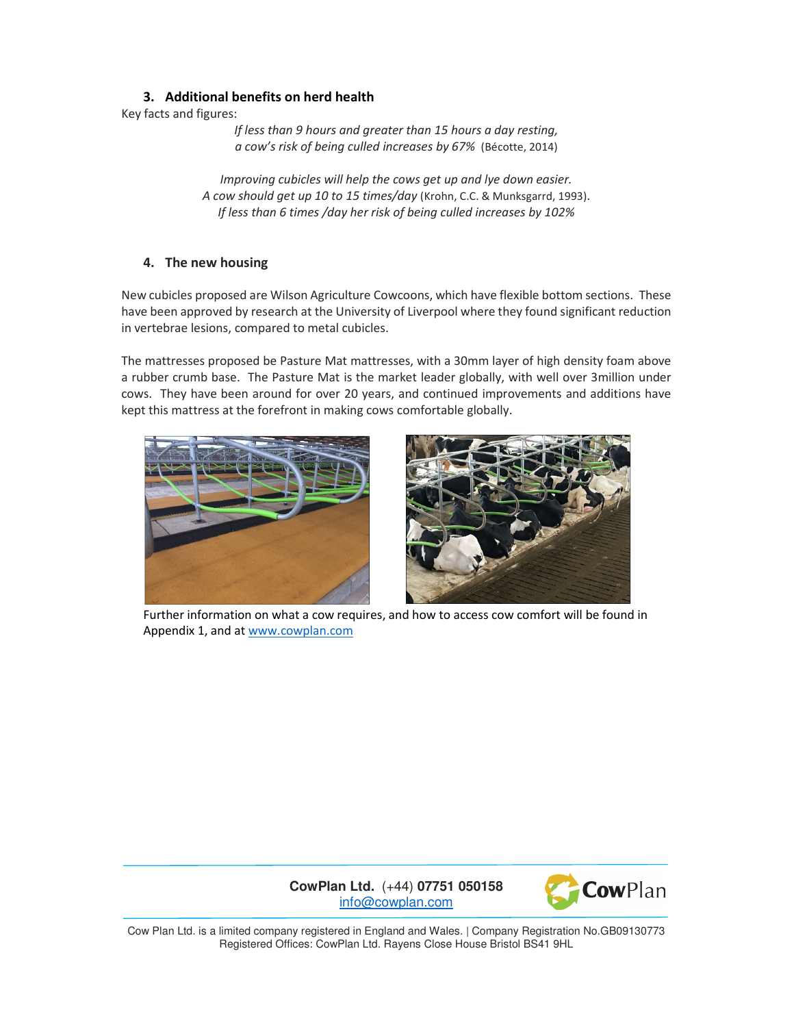### 3. Additional benefits on herd health

Key facts and figures:

*If less than 9 hours and greater than 15 hours a day resting, a cow's risk of being culled increases by 67%* (Bécotte, 2014)

*Improving cubicles will help the cows get up and lye down easier.*
*A cow should get up 10 to 15 times/day* (Krohn, C.C. & Munksgarrd, 1993).
*If less than 6 times /day her risk of being culled increases by 102%*

### 4. The new housing

New cubicles proposed are Wilson Agriculture Cowcoons, which have flexible bottom sections. These have been approved by research at the University of Liverpool where they found significant reduction in vertebrae lesions, compared to metal cubicles.

The mattresses proposed be Pasture Mat mattresses, with a 30mm layer of high density foam above a rubber crumb base. The Pasture Mat is the market leader globally, with well over 3million under cows. They have been around for over 20 years, and continued improvements and additions have kept this mattress at the forefront in making cows comfortable globally.

Further information on what a cow requires, and how to access cow comfort will be found in Appendix 1, and at [www.cowplan.com](www.cowplan.com)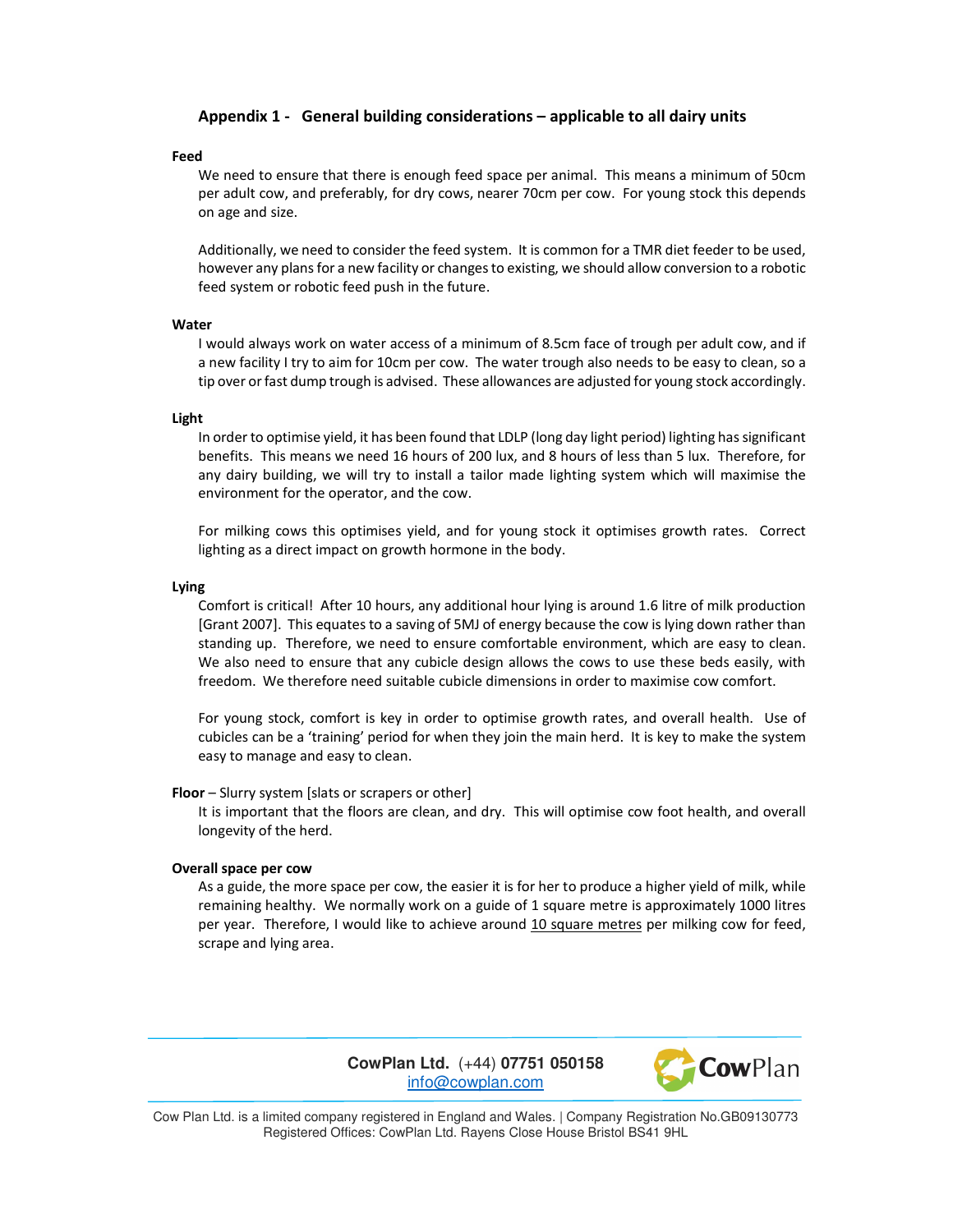## Appendix 1 - General building considerations – applicable to all dairy units

**Feed**

We need to ensure that there is enough feed space per animal. This means a minimum of 50cm per adult cow, and preferably, for dry cows, nearer 70cm per cow. For young stock this depends on age and size.

Additionally, we need to consider the feed system. It is common for a TMR diet feeder to be used, however any plans for a new facility or changes to existing, we should allow conversion to a robotic feed system or robotic feed push in the future.

**Water**

I would always work on water access of a minimum of 8.5cm face of trough per adult cow, and if a new facility I try to aim for 10cm per cow. The water trough also needs to be easy to clean, so a tip over or fast dump trough is advised. These allowances are adjusted for young stock accordingly.

**Light**

In order to optimise yield, it has been found that LDLP (long day light period) lighting has significant benefits. This means we need 16 hours of 200 lux, and 8 hours of less than 5 lux. Therefore, for any dairy building, we will try to install a tailor made lighting system which will maximise the environment for the operator, and the cow.

For milking cows this optimises yield, and for young stock it optimises growth rates. Correct lighting as a direct impact on growth hormone in the body.

**Lying**

Comfort is critical! After 10 hours, any additional hour lying is around 1.6 litre of milk production [Grant 2007]. This equates to a saving of 5MJ of energy because the cow is lying down rather than standing up. Therefore, we need to ensure comfortable environment, which are easy to clean. We also need to ensure that any cubicle design allows the cows to use these beds easily, with freedom. We therefore need suitable cubicle dimensions in order to maximise cow comfort.

For young stock, comfort is key in order to optimise growth rates, and overall health. Use of cubicles can be a 'training' period for when they join the main herd. It is key to make the system easy to manage and easy to clean.

**Floor** – Slurry system [slats or scrapers or other]

It is important that the floors are clean, and dry. This will optimise cow foot health, and overall longevity of the herd.

**Overall space per cow**

As a guide, the more space per cow, the easier it is for her to produce a higher yield of milk, while remaining healthy. We normally work on a guide of 1 square metre is approximately 1000 litres per year. Therefore, I would like to achieve around 10 square metres per milking cow for feed, scrape and lying area.

**CowPlan Ltd.** (+44) **07751 050158**
info@cowplan.com

Cow Plan Ltd. is a limited company registered in England and Wales. | Company Registration No.GB09130773
Registered Offices: CowPlan Ltd. Rayens Close House Bristol BS41 9HL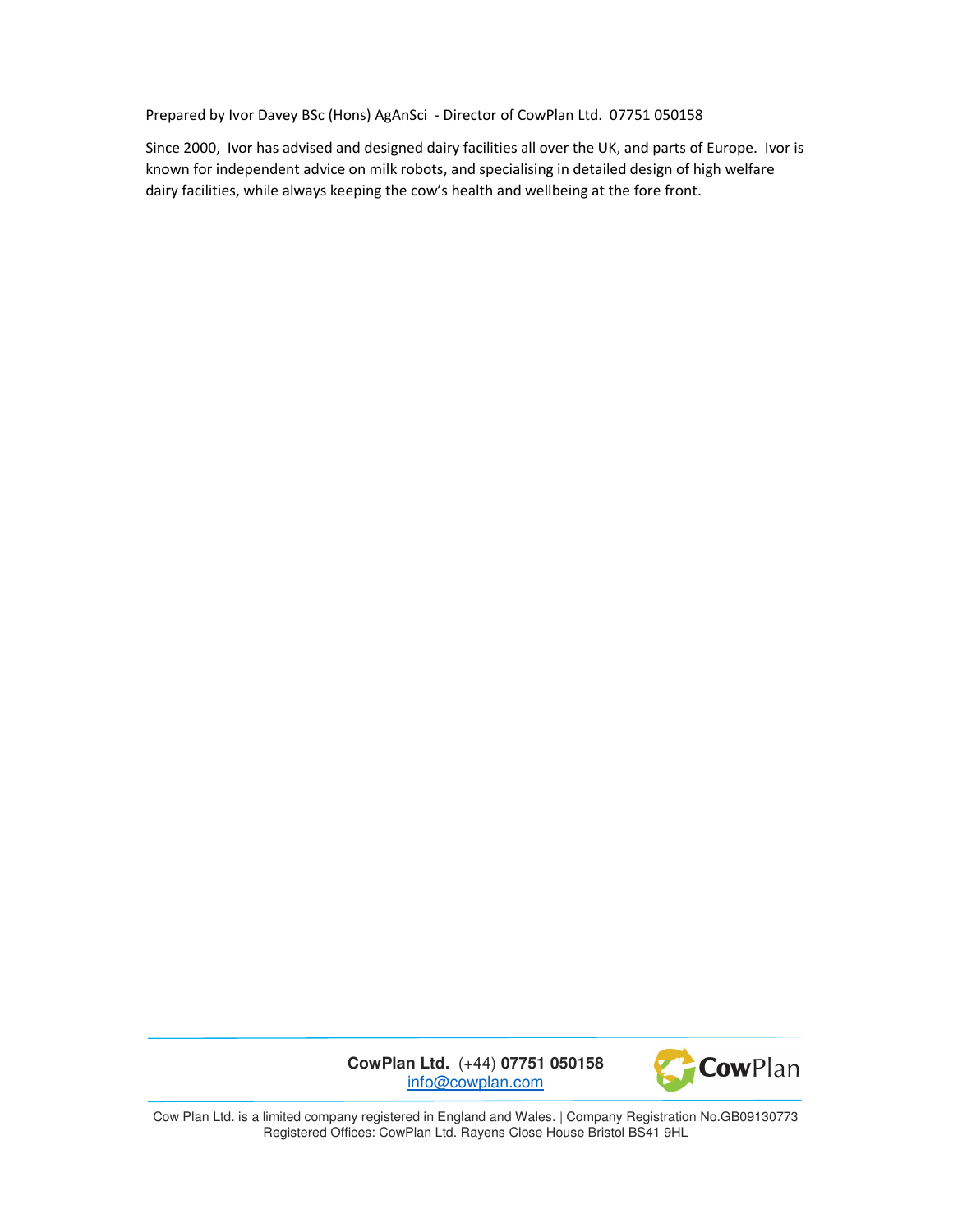Prepared by Ivor Davey BSc (Hons) AgAnSci - Director of CowPlan Ltd. 07751 050158

Since 2000, Ivor has advised and designed dairy facilities all over the UK, and parts of Europe. Ivor is known for independent advice on milk robots, and specialising in detailed design of high welfare dairy facilities, while always keeping the cow's health and wellbeing at the fore front.

**CowPlan Ltd.** (+44) **07751 050158**
info@cowplan.com

Cow Plan Ltd. is a limited company registered in England and Wales. | Company Registration No.GB09130773
Registered Offices: CowPlan Ltd. Rayens Close House Bristol BS41 9HL